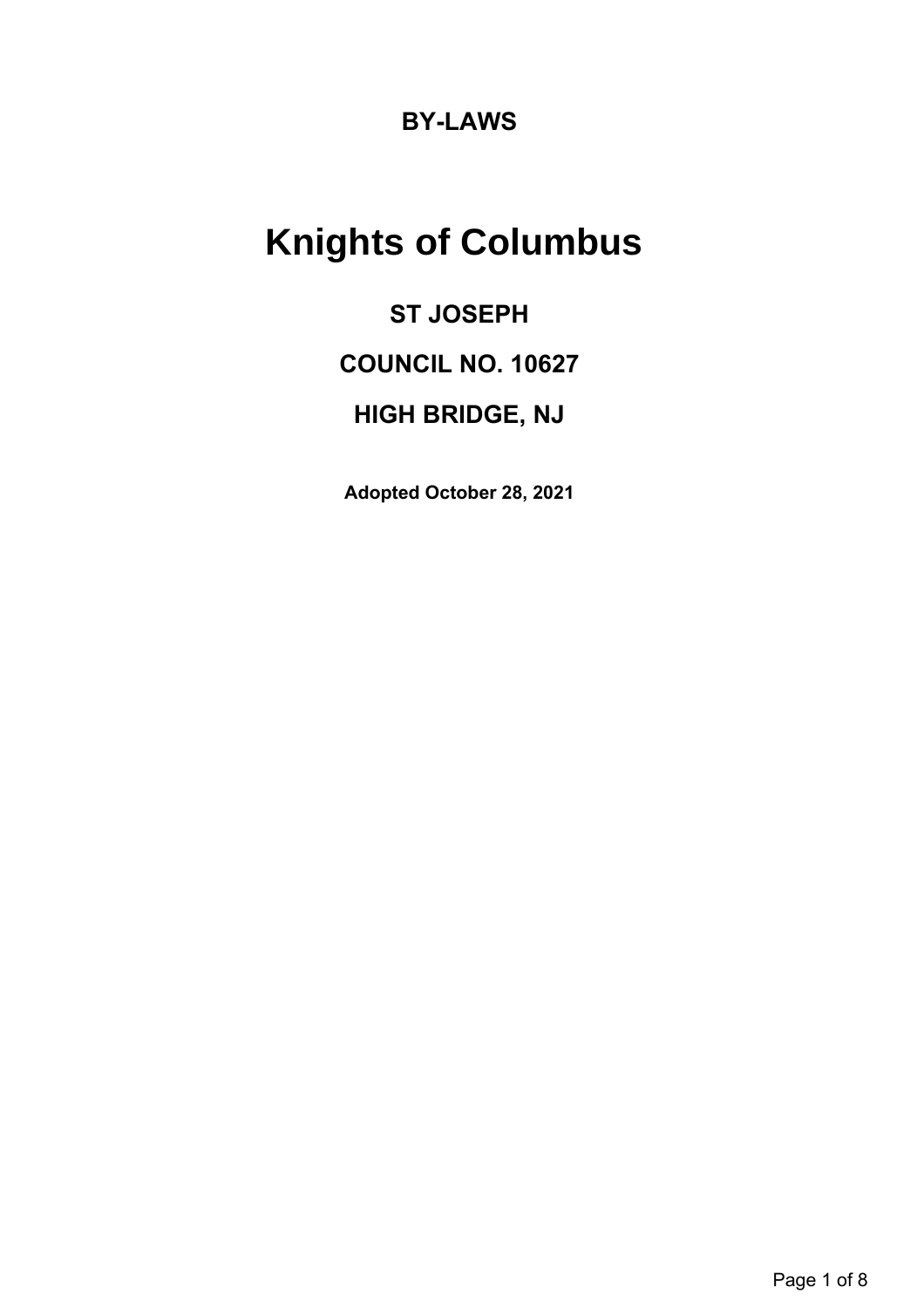## BY-LAWS

# Knights of Columbus

## ST JOSEPH

## COUNCIL NO. 10627

## HIGH BRIDGE, NJ

**Adopted October 28, 2021**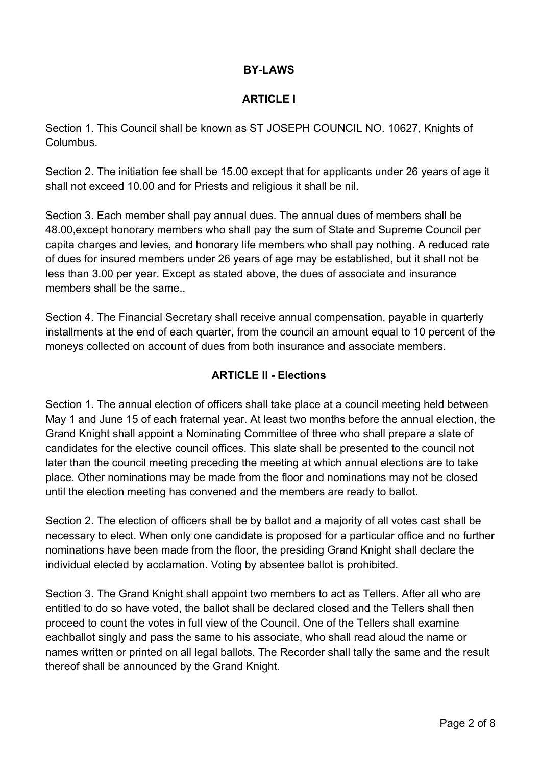# BY-LAWS

## ARTICLE I

Section 1. This Council shall be known as ST JOSEPH COUNCIL NO. 10627, Knights of Columbus.

Section 2. The initiation fee shall be 15.00 except that for applicants under 26 years of age it shall not exceed 10.00 and for Priests and religious it shall be nil.

Section 3. Each member shall pay annual dues. The annual dues of members shall be 48.00,except honorary members who shall pay the sum of State and Supreme Council per capita charges and levies, and honorary life members who shall pay nothing. A reduced rate of dues for insured members under 26 years of age may be established, but it shall not be less than 3.00 per year. Except as stated above, the dues of associate and insurance members shall be the same..

Section 4. The Financial Secretary shall receive annual compensation, payable in quarterly installments at the end of each quarter, from the council an amount equal to 10 percent of the moneys collected on account of dues from both insurance and associate members.

## ARTICLE II - Elections

Section 1. The annual election of officers shall take place at a council meeting held between May 1 and June 15 of each fraternal year. At least two months before the annual election, the Grand Knight shall appoint a Nominating Committee of three who shall prepare a slate of candidates for the elective council offices. This slate shall be presented to the council not later than the council meeting preceding the meeting at which annual elections are to take place. Other nominations may be made from the floor and nominations may not be closed until the election meeting has convened and the members are ready to ballot.

Section 2. The election of officers shall be by ballot and a majority of all votes cast shall be necessary to elect. When only one candidate is proposed for a particular office and no further nominations have been made from the floor, the presiding Grand Knight shall declare the individual elected by acclamation. Voting by absentee ballot is prohibited.

Section 3. The Grand Knight shall appoint two members to act as Tellers. After all who are entitled to do so have voted, the ballot shall be declared closed and the Tellers shall then proceed to count the votes in full view of the Council. One of the Tellers shall examine eachballot singly and pass the same to his associate, who shall read aloud the name or names written or printed on all legal ballots. The Recorder shall tally the same and the result thereof shall be announced by the Grand Knight.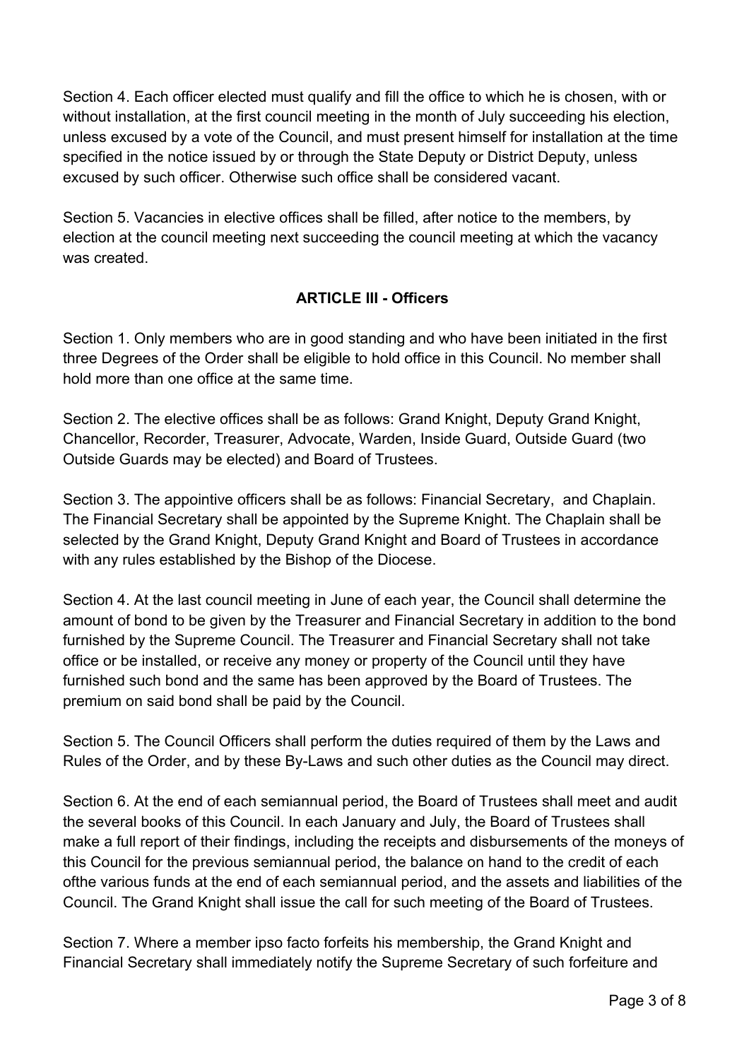Section 4. Each officer elected must qualify and fill the office to which he is chosen, with or without installation, at the first council meeting in the month of July succeeding his election, unless excused by a vote of the Council, and must present himself for installation at the time specified in the notice issued by or through the State Deputy or District Deputy, unless excused by such officer. Otherwise such office shall be considered vacant.

Section 5. Vacancies in elective offices shall be filled, after notice to the members, by election at the council meeting next succeeding the council meeting at which the vacancy was created.

## ARTICLE III - Officers

Section 1. Only members who are in good standing and who have been initiated in the first three Degrees of the Order shall be eligible to hold office in this Council. No member shall hold more than one office at the same time.

Section 2. The elective offices shall be as follows: Grand Knight, Deputy Grand Knight, Chancellor, Recorder, Treasurer, Advocate, Warden, Inside Guard, Outside Guard (two Outside Guards may be elected) and Board of Trustees.

Section 3. The appointive officers shall be as follows: Financial Secretary, and Chaplain. The Financial Secretary shall be appointed by the Supreme Knight. The Chaplain shall be selected by the Grand Knight, Deputy Grand Knight and Board of Trustees in accordance with any rules established by the Bishop of the Diocese.

Section 4. At the last council meeting in June of each year, the Council shall determine the amount of bond to be given by the Treasurer and Financial Secretary in addition to the bond furnished by the Supreme Council. The Treasurer and Financial Secretary shall not take office or be installed, or receive any money or property of the Council until they have furnished such bond and the same has been approved by the Board of Trustees. The premium on said bond shall be paid by the Council.

Section 5. The Council Officers shall perform the duties required of them by the Laws and Rules of the Order, and by these By-Laws and such other duties as the Council may direct.

Section 6. At the end of each semiannual period, the Board of Trustees shall meet and audit the several books of this Council. In each January and July, the Board of Trustees shall make a full report of their findings, including the receipts and disbursements of the moneys of this Council for the previous semiannual period, the balance on hand to the credit of each ofthe various funds at the end of each semiannual period, and the assets and liabilities of the Council. The Grand Knight shall issue the call for such meeting of the Board of Trustees.

Section 7. Where a member ipso facto forfeits his membership, the Grand Knight and Financial Secretary shall immediately notify the Supreme Secretary of such forfeiture and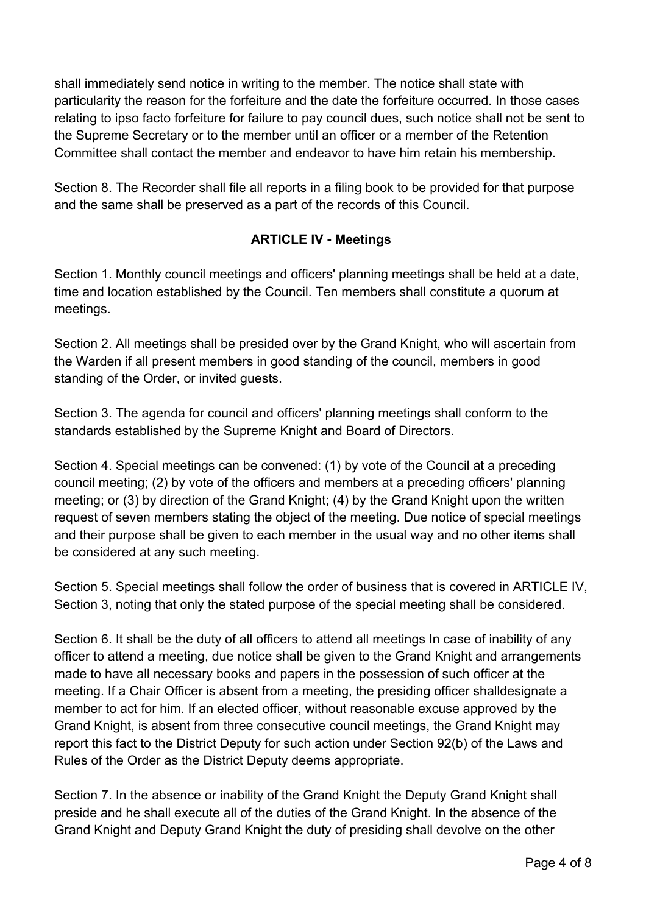shall immediately send notice in writing to the member. The notice shall state with particularity the reason for the forfeiture and the date the forfeiture occurred. In those cases relating to ipso facto forfeiture for failure to pay council dues, such notice shall not be sent to the Supreme Secretary or to the member until an officer or a member of the Retention Committee shall contact the member and endeavor to have him retain his membership.

Section 8. The Recorder shall file all reports in a filing book to be provided for that purpose and the same shall be preserved as a part of the records of this Council.

## ARTICLE IV - Meetings

Section 1. Monthly council meetings and officers' planning meetings shall be held at a date, time and location established by the Council. Ten members shall constitute a quorum at meetings.

Section 2. All meetings shall be presided over by the Grand Knight, who will ascertain from the Warden if all present members in good standing of the council, members in good standing of the Order, or invited guests.

Section 3. The agenda for council and officers' planning meetings shall conform to the standards established by the Supreme Knight and Board of Directors.

Section 4. Special meetings can be convened: (1) by vote of the Council at a preceding council meeting; (2) by vote of the officers and members at a preceding officers' planning meeting; or (3) by direction of the Grand Knight; (4) by the Grand Knight upon the written request of seven members stating the object of the meeting. Due notice of special meetings and their purpose shall be given to each member in the usual way and no other items shall be considered at any such meeting.

Section 5. Special meetings shall follow the order of business that is covered in ARTICLE IV, Section 3, noting that only the stated purpose of the special meeting shall be considered.

Section 6. It shall be the duty of all officers to attend all meetings In case of inability of any officer to attend a meeting, due notice shall be given to the Grand Knight and arrangements made to have all necessary books and papers in the possession of such officer at the meeting. If a Chair Officer is absent from a meeting, the presiding officer shalldesignate a member to act for him. If an elected officer, without reasonable excuse approved by the Grand Knight, is absent from three consecutive council meetings, the Grand Knight may report this fact to the District Deputy for such action under Section 92(b) of the Laws and Rules of the Order as the District Deputy deems appropriate.

Section 7. In the absence or inability of the Grand Knight the Deputy Grand Knight shall preside and he shall execute all of the duties of the Grand Knight. In the absence of the Grand Knight and Deputy Grand Knight the duty of presiding shall devolve on the other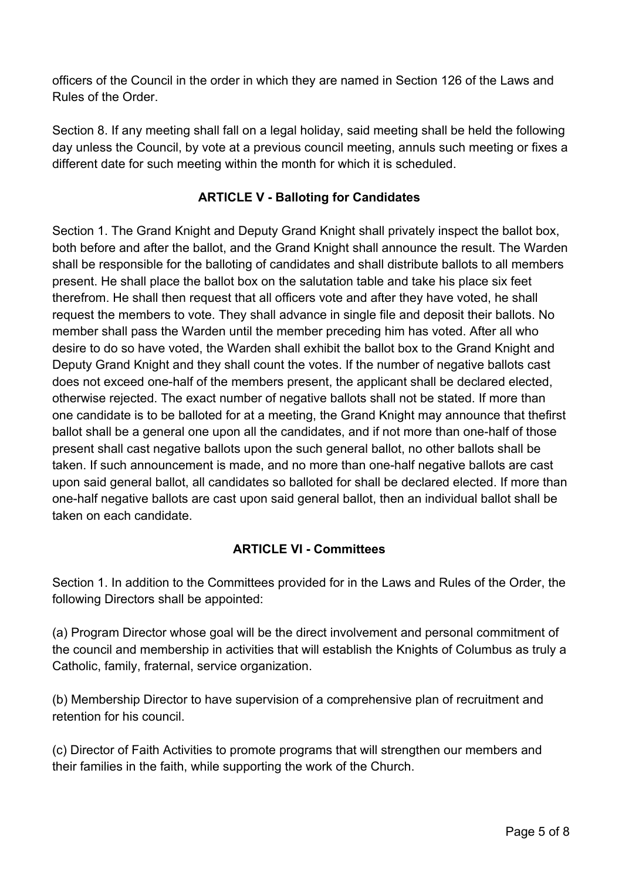officers of the Council in the order in which they are named in Section 126 of the Laws and Rules of the Order.

Section 8. If any meeting shall fall on a legal holiday, said meeting shall be held the following day unless the Council, by vote at a previous council meeting, annuls such meeting or fixes a different date for such meeting within the month for which it is scheduled.

## ARTICLE V - Balloting for Candidates

Section 1. The Grand Knight and Deputy Grand Knight shall privately inspect the ballot box, both before and after the ballot, and the Grand Knight shall announce the result. The Warden shall be responsible for the balloting of candidates and shall distribute ballots to all members present. He shall place the ballot box on the salutation table and take his place six feet therefrom. He shall then request that all officers vote and after they have voted, he shall request the members to vote. They shall advance in single file and deposit their ballots. No member shall pass the Warden until the member preceding him has voted. After all who desire to do so have voted, the Warden shall exhibit the ballot box to the Grand Knight and Deputy Grand Knight and they shall count the votes. If the number of negative ballots cast does not exceed one-half of the members present, the applicant shall be declared elected, otherwise rejected. The exact number of negative ballots shall not be stated. If more than one candidate is to be balloted for at a meeting, the Grand Knight may announce that thefirst ballot shall be a general one upon all the candidates, and if not more than one-half of those present shall cast negative ballots upon the such general ballot, no other ballots shall be taken. If such announcement is made, and no more than one-half negative ballots are cast upon said general ballot, all candidates so balloted for shall be declared elected. If more than one-half negative ballots are cast upon said general ballot, then an individual ballot shall be taken on each candidate.

## ARTICLE VI - Committees

Section 1. In addition to the Committees provided for in the Laws and Rules of the Order, the following Directors shall be appointed:

(a) Program Director whose goal will be the direct involvement and personal commitment of the council and membership in activities that will establish the Knights of Columbus as truly a Catholic, family, fraternal, service organization.

(b) Membership Director to have supervision of a comprehensive plan of recruitment and retention for his council.

(c) Director of Faith Activities to promote programs that will strengthen our members and their families in the faith, while supporting the work of the Church.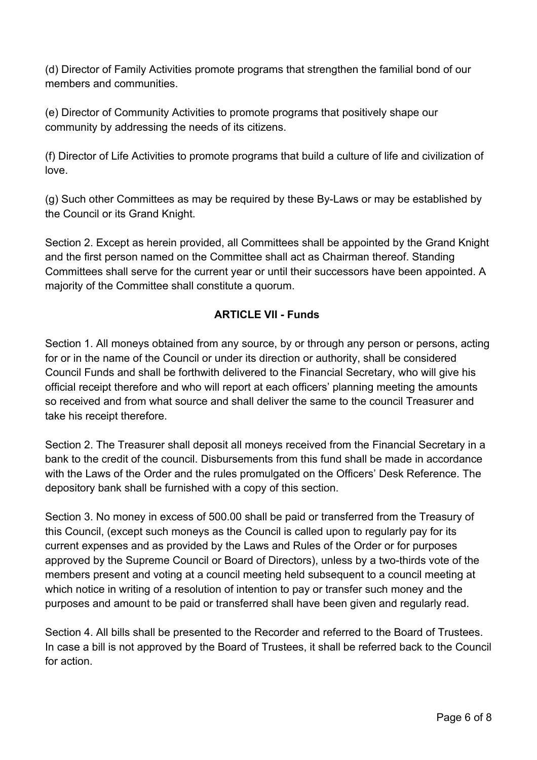(d) Director of Family Activities promote programs that strengthen the familial bond of our members and communities.

(e) Director of Community Activities to promote programs that positively shape our community by addressing the needs of its citizens.

(f) Director of Life Activities to promote programs that build a culture of life and civilization of love.

(g) Such other Committees as may be required by these By-Laws or may be established by the Council or its Grand Knight.

Section 2. Except as herein provided, all Committees shall be appointed by the Grand Knight and the first person named on the Committee shall act as Chairman thereof. Standing Committees shall serve for the current year or until their successors have been appointed. A majority of the Committee shall constitute a quorum.

## ARTICLE VII - Funds

Section 1. All moneys obtained from any source, by or through any person or persons, acting for or in the name of the Council or under its direction or authority, shall be considered Council Funds and shall be forthwith delivered to the Financial Secretary, who will give his official receipt therefore and who will report at each officers' planning meeting the amounts so received and from what source and shall deliver the same to the council Treasurer and take his receipt therefore.

Section 2. The Treasurer shall deposit all moneys received from the Financial Secretary in a bank to the credit of the council. Disbursements from this fund shall be made in accordance with the Laws of the Order and the rules promulgated on the Officers' Desk Reference. The depository bank shall be furnished with a copy of this section.

Section 3. No money in excess of 500.00 shall be paid or transferred from the Treasury of this Council, (except such moneys as the Council is called upon to regularly pay for its current expenses and as provided by the Laws and Rules of the Order or for purposes approved by the Supreme Council or Board of Directors), unless by a two-thirds vote of the members present and voting at a council meeting held subsequent to a council meeting at which notice in writing of a resolution of intention to pay or transfer such money and the purposes and amount to be paid or transferred shall have been given and regularly read.

Section 4. All bills shall be presented to the Recorder and referred to the Board of Trustees. In case a bill is not approved by the Board of Trustees, it shall be referred back to the Council for action.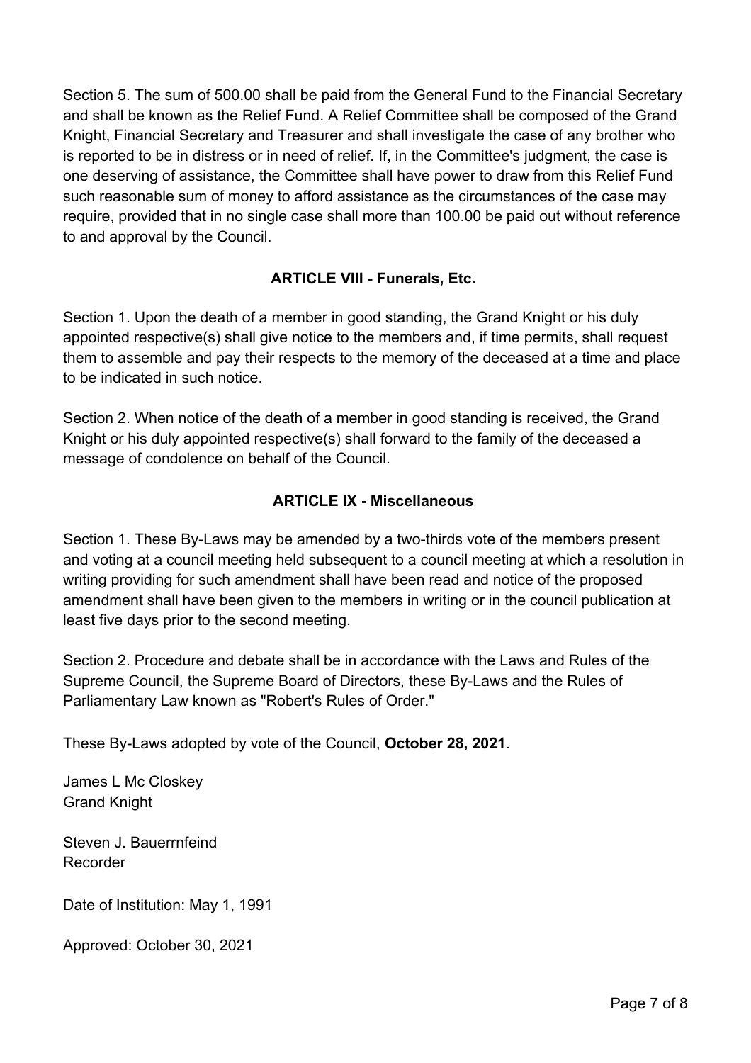Section 5. The sum of 500.00 shall be paid from the General Fund to the Financial Secretary and shall be known as the Relief Fund. A Relief Committee shall be composed of the Grand Knight, Financial Secretary and Treasurer and shall investigate the case of any brother who is reported to be in distress or in need of relief. If, in the Committee's judgment, the case is one deserving of assistance, the Committee shall have power to draw from this Relief Fund such reasonable sum of money to afford assistance as the circumstances of the case may require, provided that in no single case shall more than 100.00 be paid out without reference to and approval by the Council.

## ARTICLE VIII - Funerals, Etc.

Section 1. Upon the death of a member in good standing, the Grand Knight or his duly appointed respective(s) shall give notice to the members and, if time permits, shall request them to assemble and pay their respects to the memory of the deceased at a time and place to be indicated in such notice.

Section 2. When notice of the death of a member in good standing is received, the Grand Knight or his duly appointed respective(s) shall forward to the family of the deceased a message of condolence on behalf of the Council.

## ARTICLE IX - Miscellaneous

Section 1. These By-Laws may be amended by a two-thirds vote of the members present and voting at a council meeting held subsequent to a council meeting at which a resolution in writing providing for such amendment shall have been read and notice of the proposed amendment shall have been given to the members in writing or in the council publication at least five days prior to the second meeting.

Section 2. Procedure and debate shall be in accordance with the Laws and Rules of the Supreme Council, the Supreme Board of Directors, these By-Laws and the Rules of Parliamentary Law known as "Robert's Rules of Order."

These By-Laws adopted by vote of the Council, **October 28, 2021**.

James L Mc Closkey
Grand Knight

Steven J. Bauerrnfeind
Recorder

Date of Institution: May 1, 1991

Approved: October 30, 2021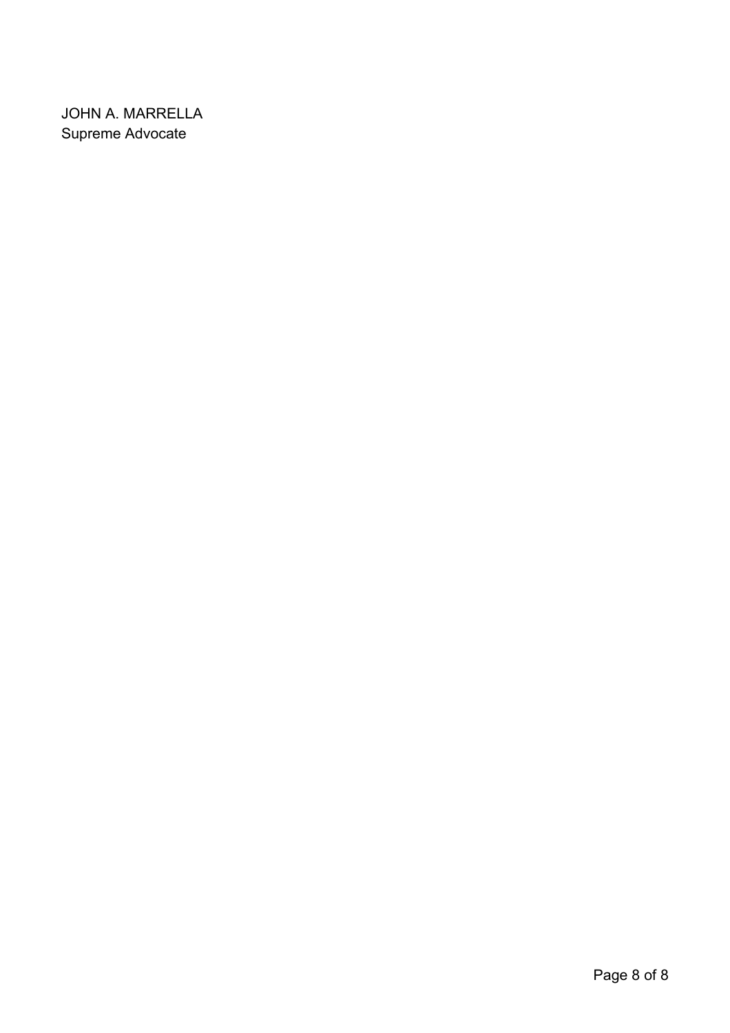JOHN A. MARRELLA
Supreme Advocate